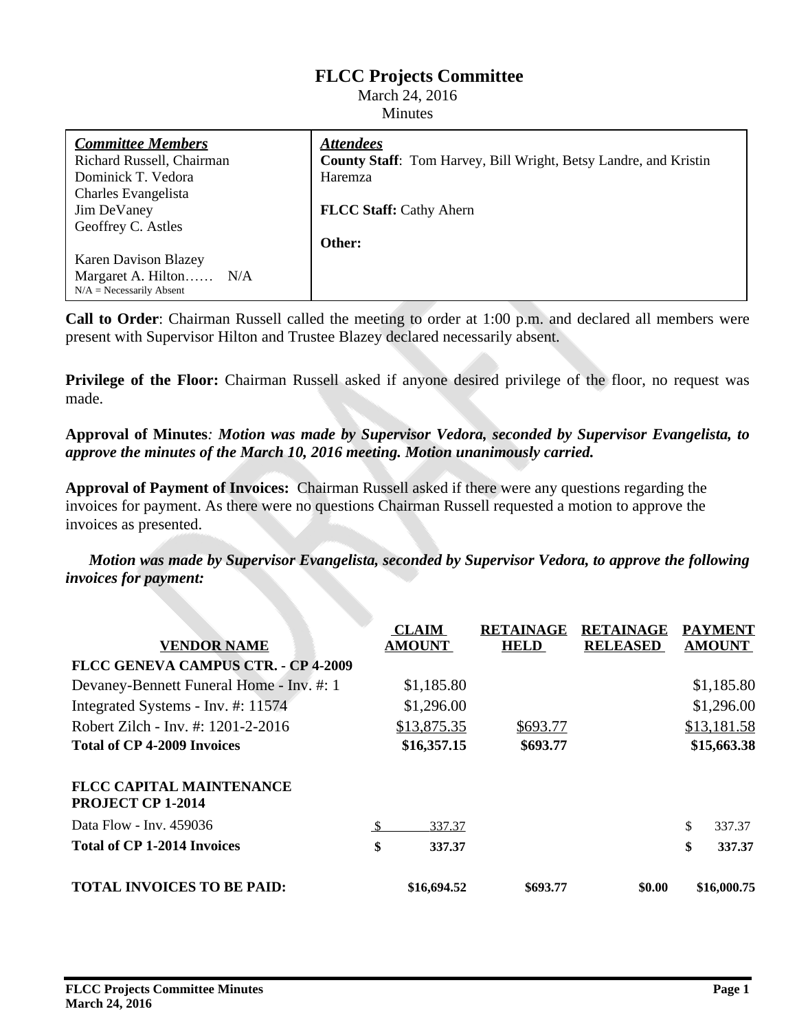# FLCC Projects Committee

March 24, 2016

Minutes

| ***Committee Members*** | ***Attendees*** |
|---|---|
| Richard Russell, Chairman | **County Staff**: Tom Harvey, Bill Wright, Betsy Landre, and Kristin Haremza |
| Dominick T. Vedora | |
| Charles Evangelista | |
| Jim DeVaney | **FLCC Staff:** Cathy Ahern |
| Geoffrey C. Astles | |
| | **Other:** |
| Karen Davison Blazey | |
| Margaret A. Hilton…… N/A | |
| N/A = Necessarily Absent | |

**Call to Order**: Chairman Russell called the meeting to order at 1:00 p.m. and declared all members were present with Supervisor Hilton and Trustee Blazey declared necessarily absent.

**Privilege of the Floor:** Chairman Russell asked if anyone desired privilege of the floor, no request was made.

**Approval of Minutes***: Motion was made by Supervisor Vedora, seconded by Supervisor Evangelista, to approve the minutes of the March 10, 2016 meeting. Motion unanimously carried.*

**Approval of Payment of Invoices:** Chairman Russell asked if there were any questions regarding the invoices for payment. As there were no questions Chairman Russell requested a motion to approve the invoices as presented.

***Motion was made by Supervisor Evangelista, seconded by Supervisor Vedora, to approve the following invoices for payment:***

| VENDOR NAME | CLAIM AMOUNT | RETAINAGE HELD | RETAINAGE RELEASED | PAYMENT AMOUNT |
|---|---|---|---|---|
| **FLCC GENEVA CAMPUS CTR. - CP 4-2009** | | | | |
| Devaney-Bennett Funeral Home - Inv. #: 1 | $1,185.80 | | | $1,185.80 |
| Integrated Systems - Inv. #: 11574 | $1,296.00 | | | $1,296.00 |
| Robert Zilch - Inv. #: 1201-2-2016 | $13,875.35 | $693.77 | | $13,181.58 |
| **Total of CP 4-2009 Invoices** | **$16,357.15** | **$693.77** | | **$15,663.38** |
| **FLCC CAPITAL MAINTENANCE PROJECT CP 1-2014** | | | | |
| Data Flow - Inv. 459036 | $ 337.37 | | | $ 337.37 |
| **Total of CP 1-2014 Invoices** | **$ 337.37** | | | **$ 337.37** |
| **TOTAL INVOICES TO BE PAID:** | **$16,694.52** | **$693.77** | **$0.00** | **$16,000.75** |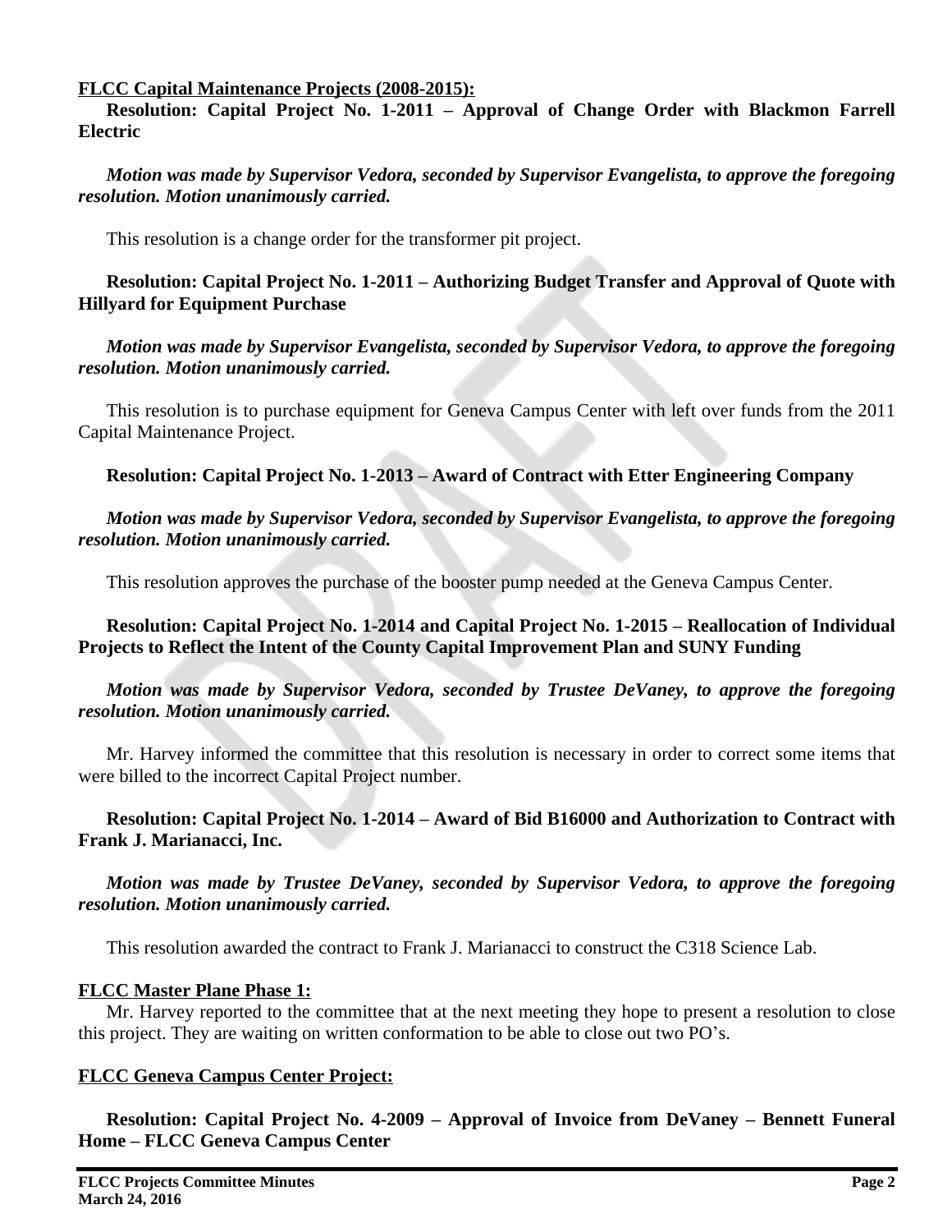**FLCC Capital Maintenance Projects (2008-2015):**

**Resolution: Capital Project No. 1-2011 – Approval of Change Order with Blackmon Farrell Electric**

***Motion was made by Supervisor Vedora, seconded by Supervisor Evangelista, to approve the foregoing resolution. Motion unanimously carried.***

This resolution is a change order for the transformer pit project.

**Resolution: Capital Project No. 1-2011 – Authorizing Budget Transfer and Approval of Quote with Hillyard for Equipment Purchase**

***Motion was made by Supervisor Evangelista, seconded by Supervisor Vedora, to approve the foregoing resolution. Motion unanimously carried.***

This resolution is to purchase equipment for Geneva Campus Center with left over funds from the 2011 Capital Maintenance Project.

**Resolution: Capital Project No. 1-2013 – Award of Contract with Etter Engineering Company**

***Motion was made by Supervisor Vedora, seconded by Supervisor Evangelista, to approve the foregoing resolution. Motion unanimously carried.***

This resolution approves the purchase of the booster pump needed at the Geneva Campus Center.

**Resolution: Capital Project No. 1-2014 and Capital Project No. 1-2015 – Reallocation of Individual Projects to Reflect the Intent of the County Capital Improvement Plan and SUNY Funding**

***Motion was made by Supervisor Vedora, seconded by Trustee DeVaney, to approve the foregoing resolution. Motion unanimously carried.***

Mr. Harvey informed the committee that this resolution is necessary in order to correct some items that were billed to the incorrect Capital Project number.

**Resolution: Capital Project No. 1-2014 – Award of Bid B16000 and Authorization to Contract with Frank J. Marianacci, Inc.**

***Motion was made by Trustee DeVaney, seconded by Supervisor Vedora, to approve the foregoing resolution. Motion unanimously carried.***

This resolution awarded the contract to Frank J. Marianacci to construct the C318 Science Lab.

**FLCC Master Plane Phase 1:**

Mr. Harvey reported to the committee that at the next meeting they hope to present a resolution to close this project. They are waiting on written conformation to be able to close out two PO's.

**FLCC Geneva Campus Center Project:**

**Resolution: Capital Project No. 4-2009 – Approval of Invoice from DeVaney – Bennett Funeral Home – FLCC Geneva Campus Center**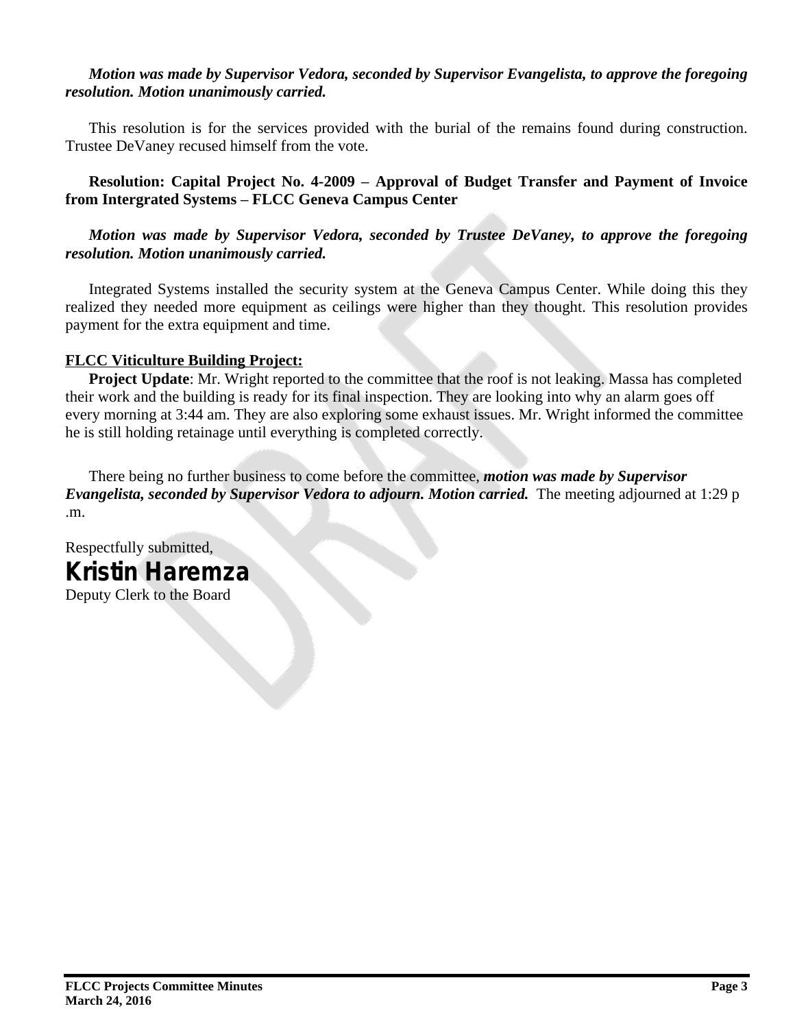***Motion was made by Supervisor Vedora, seconded by Supervisor Evangelista, to approve the foregoing resolution. Motion unanimously carried.***

This resolution is for the services provided with the burial of the remains found during construction. Trustee DeVaney recused himself from the vote.

**Resolution: Capital Project No. 4-2009 – Approval of Budget Transfer and Payment of Invoice from Intergrated Systems – FLCC Geneva Campus Center**

***Motion was made by Supervisor Vedora, seconded by Trustee DeVaney, to approve the foregoing resolution. Motion unanimously carried.***

Integrated Systems installed the security system at the Geneva Campus Center. While doing this they realized they needed more equipment as ceilings were higher than they thought. This resolution provides payment for the extra equipment and time.

**FLCC Viticulture Building Project:**

**Project Update**: Mr. Wright reported to the committee that the roof is not leaking. Massa has completed their work and the building is ready for its final inspection. They are looking into why an alarm goes off every morning at 3:44 am. They are also exploring some exhaust issues. Mr. Wright informed the committee he is still holding retainage until everything is completed correctly.

There being no further business to come before the committee, ***motion was made by Supervisor Evangelista, seconded by Supervisor Vedora to adjourn. Motion carried.*** The meeting adjourned at 1:29 p .m.

Respectfully submitted,

**Kristin Haremza**

Deputy Clerk to the Board